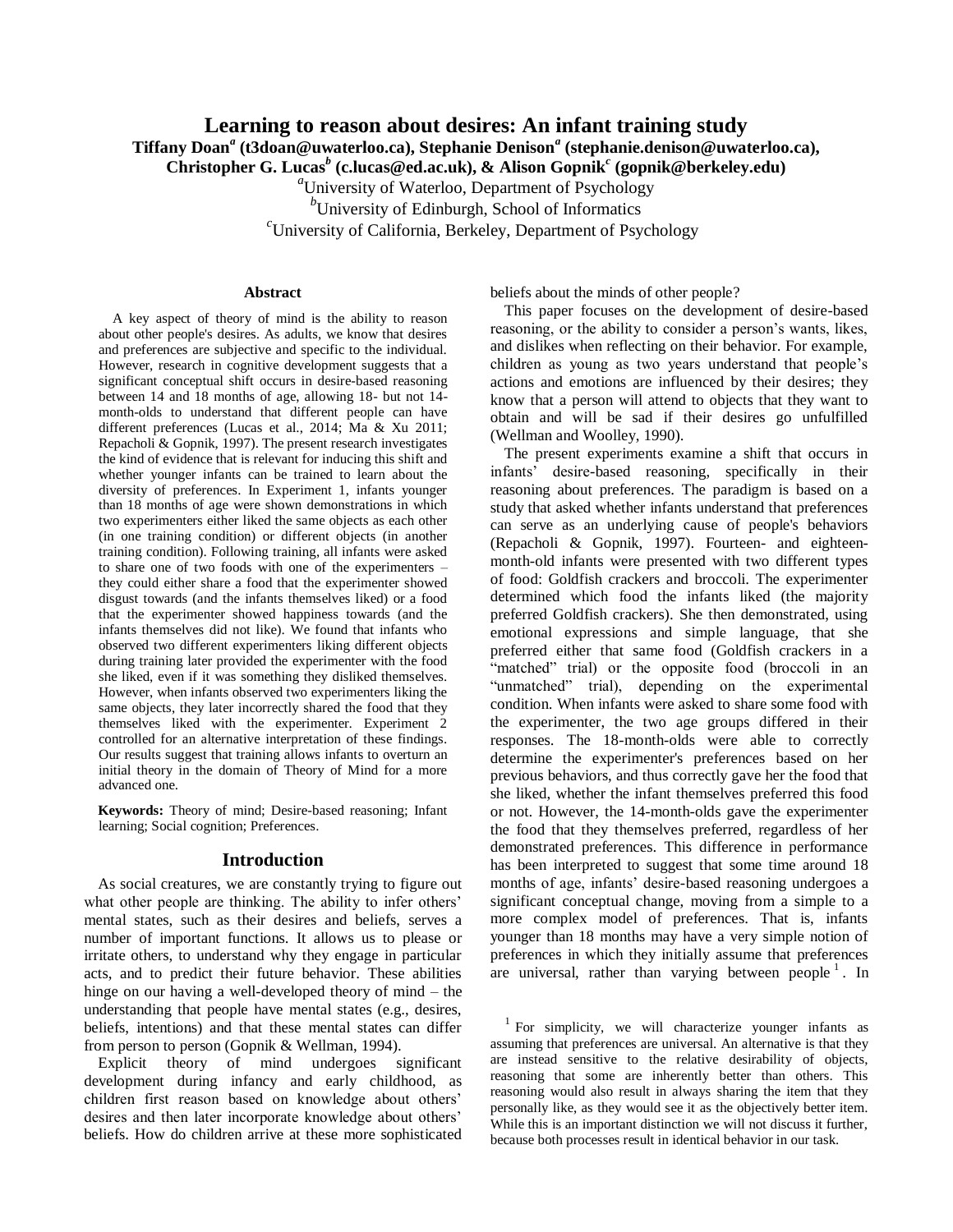# Learning to reason about desires: An infant training study

**Tiffany Doan[a] (t3doan@uwaterloo.ca), Stephanie Denison[a] (stephanie.denison@uwaterloo.ca), Christopher G. Lucas[b] (c.lucas@ed.ac.uk), & Alison Gopnik[c] (gopnik@berkeley.edu)**

[a]University of Waterloo, Department of Psychology
[b]University of Edinburgh, School of Informatics
[c]University of California, Berkeley, Department of Psychology

## Abstract

A key aspect of theory of mind is the ability to reason about other people's desires. As adults, we know that desires and preferences are subjective and specific to the individual. However, research in cognitive development suggests that a significant conceptual shift occurs in desire-based reasoning between 14 and 18 months of age, allowing 18- but not 14-month-olds to understand that different people can have different preferences (Lucas et al., 2014; Ma & Xu 2011; Repacholi & Gopnik, 1997). The present research investigates the kind of evidence that is relevant for inducing this shift and whether younger infants can be trained to learn about the diversity of preferences. In Experiment 1, infants younger than 18 months of age were shown demonstrations in which two experimenters either liked the same objects as each other (in one training condition) or different objects (in another training condition). Following training, all infants were asked to share one of two foods with one of the experimenters – they could either share a food that the experimenter showed disgust towards (and the infants themselves liked) or a food that the experimenter showed happiness towards (and the infants themselves did not like). We found that infants who observed two different experimenters liking different objects during training later provided the experimenter with the food she liked, even if it was something they disliked themselves. However, when infants observed two experimenters liking the same objects, they later incorrectly shared the food that they themselves liked with the experimenter. Experiment 2 controlled for an alternative interpretation of these findings. Our results suggest that training allows infants to overturn an initial theory in the domain of Theory of Mind for a more advanced one.

**Keywords:** Theory of mind; Desire-based reasoning; Infant learning; Social cognition; Preferences.

## Introduction

As social creatures, we are constantly trying to figure out what other people are thinking. The ability to infer others' mental states, such as their desires and beliefs, serves a number of important functions. It allows us to please or irritate others, to understand why they engage in particular acts, and to predict their future behavior. These abilities hinge on our having a well-developed theory of mind – the understanding that people have mental states (e.g., desires, beliefs, intentions) and that these mental states can differ from person to person (Gopnik & Wellman, 1994).

Explicit theory of mind undergoes significant development during infancy and early childhood, as children first reason based on knowledge about others' desires and then later incorporate knowledge about others' beliefs. How do children arrive at these more sophisticated beliefs about the minds of other people?

This paper focuses on the development of desire-based reasoning, or the ability to consider a person's wants, likes, and dislikes when reflecting on their behavior. For example, children as young as two years understand that people's actions and emotions are influenced by their desires; they know that a person will attend to objects that they want to obtain and will be sad if their desires go unfulfilled (Wellman and Woolley, 1990).

The present experiments examine a shift that occurs in infants' desire-based reasoning, specifically in their reasoning about preferences. The paradigm is based on a study that asked whether infants understand that preferences can serve as an underlying cause of people's behaviors (Repacholi & Gopnik, 1997). Fourteen- and eighteen-month-old infants were presented with two different types of food: Goldfish crackers and broccoli. The experimenter determined which food the infants liked (the majority preferred Goldfish crackers). She then demonstrated, using emotional expressions and simple language, that she preferred either that same food (Goldfish crackers in a "matched" trial) or the opposite food (broccoli in an "unmatched" trial), depending on the experimental condition. When infants were asked to share some food with the experimenter, the two age groups differed in their responses. The 18-month-olds were able to correctly determine the experimenter's preferences based on her previous behaviors, and thus correctly gave her the food that she liked, whether the infant themselves preferred this food or not. However, the 14-month-olds gave the experimenter the food that they themselves preferred, regardless of her demonstrated preferences. This difference in performance has been interpreted to suggest that some time around 18 months of age, infants' desire-based reasoning undergoes a significant conceptual change, moving from a simple to a more complex model of preferences. That is, infants younger than 18 months may have a very simple notion of preferences in which they initially assume that preferences are universal, rather than varying between people[1]. In

[1] For simplicity, we will characterize younger infants as assuming that preferences are universal. An alternative is that they are instead sensitive to the relative desirability of objects, reasoning that some are inherently better than others. This reasoning would also result in always sharing the item that they personally like, as they would see it as the objectively better item. While this is an important distinction we will not discuss it further, because both processes result in identical behavior in our task.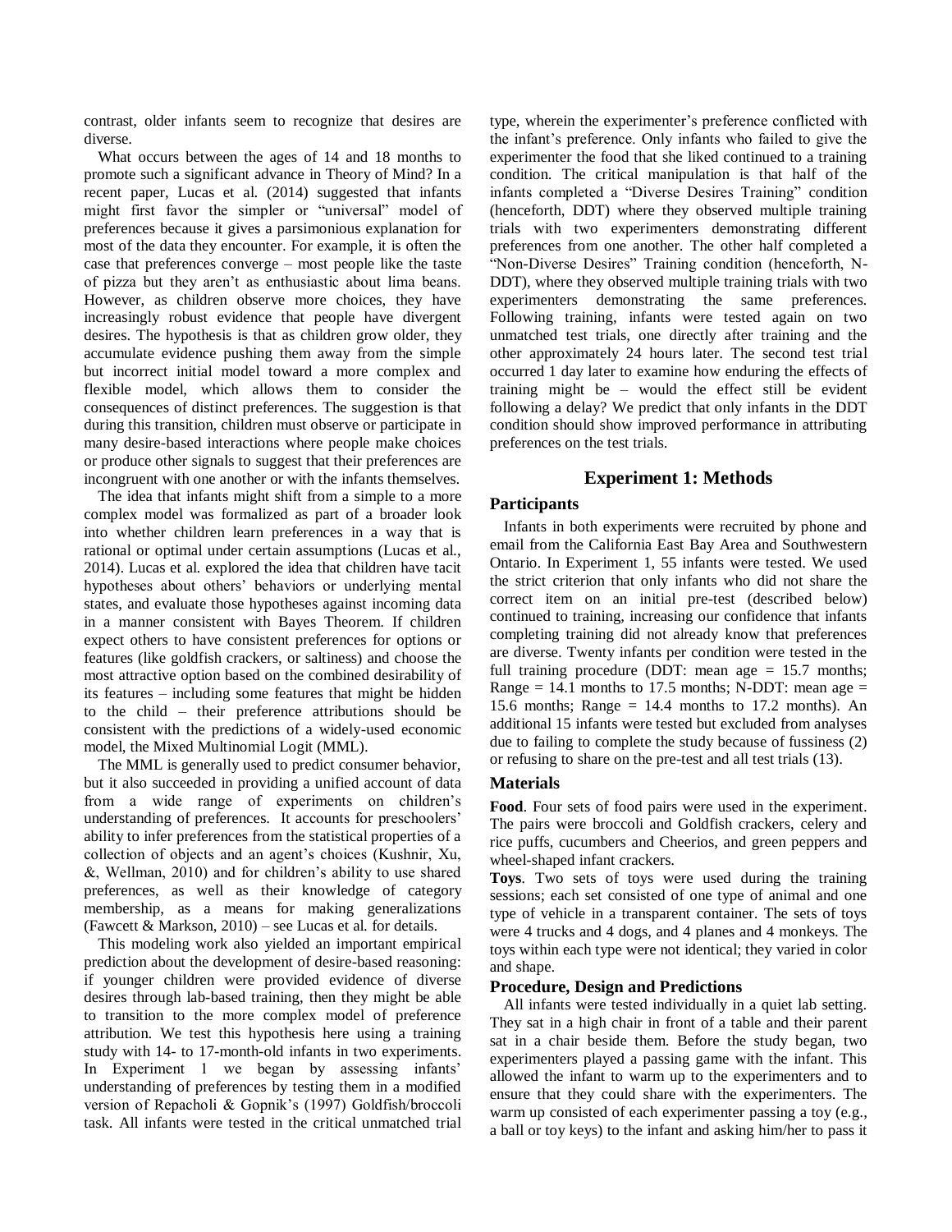contrast, older infants seem to recognize that desires are diverse.

What occurs between the ages of 14 and 18 months to promote such a significant advance in Theory of Mind? In a recent paper, Lucas et al. (2014) suggested that infants might first favor the simpler or "universal" model of preferences because it gives a parsimonious explanation for most of the data they encounter. For example, it is often the case that preferences converge – most people like the taste of pizza but they aren't as enthusiastic about lima beans. However, as children observe more choices, they have increasingly robust evidence that people have divergent desires. The hypothesis is that as children grow older, they accumulate evidence pushing them away from the simple but incorrect initial model toward a more complex and flexible model, which allows them to consider the consequences of distinct preferences. The suggestion is that during this transition, children must observe or participate in many desire-based interactions where people make choices or produce other signals to suggest that their preferences are incongruent with one another or with the infants themselves.

The idea that infants might shift from a simple to a more complex model was formalized as part of a broader look into whether children learn preferences in a way that is rational or optimal under certain assumptions (Lucas et al., 2014). Lucas et al. explored the idea that children have tacit hypotheses about others' behaviors or underlying mental states, and evaluate those hypotheses against incoming data in a manner consistent with Bayes Theorem. If children expect others to have consistent preferences for options or features (like goldfish crackers, or saltiness) and choose the most attractive option based on the combined desirability of its features – including some features that might be hidden to the child – their preference attributions should be consistent with the predictions of a widely-used economic model, the Mixed Multinomial Logit (MML).

The MML is generally used to predict consumer behavior, but it also succeeded in providing a unified account of data from a wide range of experiments on children's understanding of preferences. It accounts for preschoolers' ability to infer preferences from the statistical properties of a collection of objects and an agent's choices (Kushnir, Xu, &, Wellman, 2010) and for children's ability to use shared preferences, as well as their knowledge of category membership, as a means for making generalizations (Fawcett & Markson, 2010) – see Lucas et al. for details.

This modeling work also yielded an important empirical prediction about the development of desire-based reasoning: if younger children were provided evidence of diverse desires through lab-based training, then they might be able to transition to the more complex model of preference attribution. We test this hypothesis here using a training study with 14- to 17-month-old infants in two experiments. In Experiment 1 we began by assessing infants' understanding of preferences by testing them in a modified version of Repacholi & Gopnik's (1997) Goldfish/broccoli task. All infants were tested in the critical unmatched trial type, wherein the experimenter's preference conflicted with the infant's preference. Only infants who failed to give the experimenter the food that she liked continued to a training condition. The critical manipulation is that half of the infants completed a "Diverse Desires Training" condition (henceforth, DDT) where they observed multiple training trials with two experimenters demonstrating different preferences from one another. The other half completed a "Non-Diverse Desires" Training condition (henceforth, N-DDT), where they observed multiple training trials with two experimenters demonstrating the same preferences. Following training, infants were tested again on two unmatched test trials, one directly after training and the other approximately 24 hours later. The second test trial occurred 1 day later to examine how enduring the effects of training might be – would the effect still be evident following a delay? We predict that only infants in the DDT condition should show improved performance in attributing preferences on the test trials.

## Experiment 1: Methods

### Participants

Infants in both experiments were recruited by phone and email from the California East Bay Area and Southwestern Ontario. In Experiment 1, 55 infants were tested. We used the strict criterion that only infants who did not share the correct item on an initial pre-test (described below) continued to training, increasing our confidence that infants completing training did not already know that preferences are diverse. Twenty infants per condition were tested in the full training procedure (DDT: mean age = 15.7 months; Range = 14.1 months to 17.5 months; N-DDT: mean age = 15.6 months; Range = 14.4 months to 17.2 months). An additional 15 infants were tested but excluded from analyses due to failing to complete the study because of fussiness (2) or refusing to share on the pre-test and all test trials (13).

### Materials

**Food**. Four sets of food pairs were used in the experiment. The pairs were broccoli and Goldfish crackers, celery and rice puffs, cucumbers and Cheerios, and green peppers and wheel-shaped infant crackers.

**Toys**. Two sets of toys were used during the training sessions; each set consisted of one type of animal and one type of vehicle in a transparent container. The sets of toys were 4 trucks and 4 dogs, and 4 planes and 4 monkeys. The toys within each type were not identical; they varied in color and shape.

### Procedure, Design and Predictions

All infants were tested individually in a quiet lab setting. They sat in a high chair in front of a table and their parent sat in a chair beside them. Before the study began, two experimenters played a passing game with the infant. This allowed the infant to warm up to the experimenters and to ensure that they could share with the experimenters. The warm up consisted of each experimenter passing a toy (e.g., a ball or toy keys) to the infant and asking him/her to pass it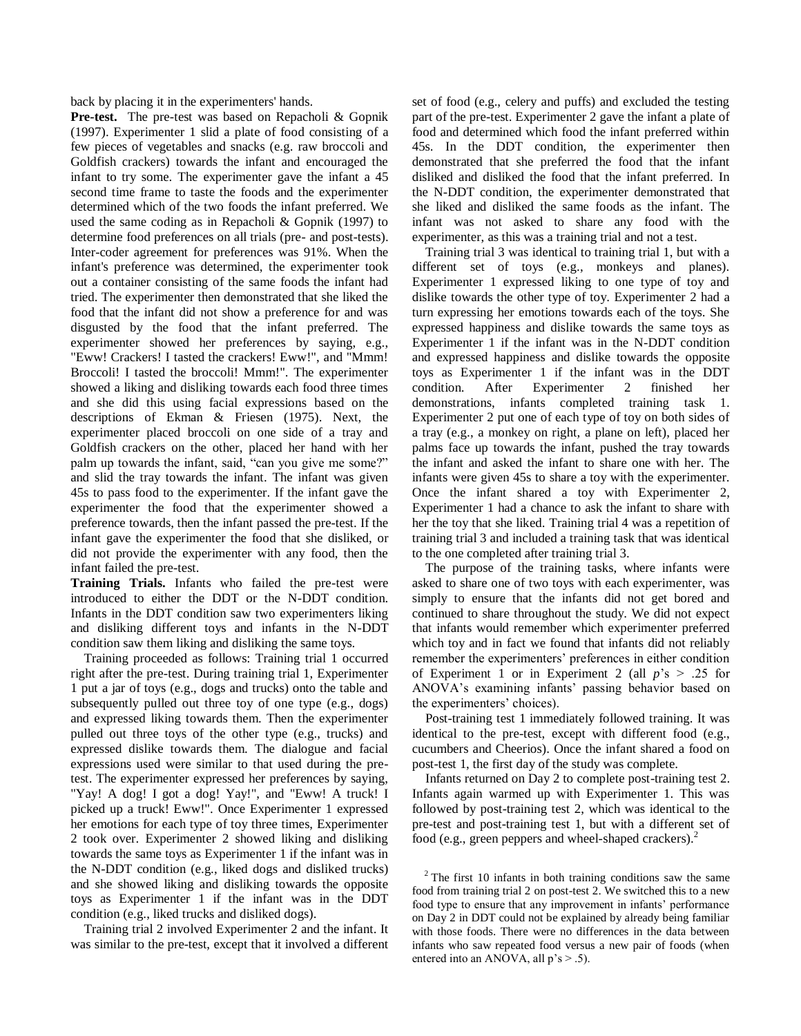back by placing it in the experimenters' hands.

**Pre-test.** The pre-test was based on Repacholi & Gopnik (1997). Experimenter 1 slid a plate of food consisting of a few pieces of vegetables and snacks (e.g. raw broccoli and Goldfish crackers) towards the infant and encouraged the infant to try some. The experimenter gave the infant a 45 second time frame to taste the foods and the experimenter determined which of the two foods the infant preferred. We used the same coding as in Repacholi & Gopnik (1997) to determine food preferences on all trials (pre- and post-tests). Inter-coder agreement for preferences was 91%. When the infant's preference was determined, the experimenter took out a container consisting of the same foods the infant had tried. The experimenter then demonstrated that she liked the food that the infant did not show a preference for and was disgusted by the food that the infant preferred. The experimenter showed her preferences by saying, e.g., "Eww! Crackers! I tasted the crackers! Eww!", and "Mmm! Broccoli! I tasted the broccoli! Mmm!". The experimenter showed a liking and disliking towards each food three times and she did this using facial expressions based on the descriptions of Ekman & Friesen (1975). Next, the experimenter placed broccoli on one side of a tray and Goldfish crackers on the other, placed her hand with her palm up towards the infant, said, "can you give me some?" and slid the tray towards the infant. The infant was given 45s to pass food to the experimenter. If the infant gave the experimenter the food that the experimenter showed a preference towards, then the infant passed the pre-test. If the infant gave the experimenter the food that she disliked, or did not provide the experimenter with any food, then the infant failed the pre-test.

**Training Trials.** Infants who failed the pre-test were introduced to either the DDT or the N-DDT condition. Infants in the DDT condition saw two experimenters liking and disliking different toys and infants in the N-DDT condition saw them liking and disliking the same toys.

Training proceeded as follows: Training trial 1 occurred right after the pre-test. During training trial 1, Experimenter 1 put a jar of toys (e.g., dogs and trucks) onto the table and subsequently pulled out three toy of one type (e.g., dogs) and expressed liking towards them. Then the experimenter pulled out three toys of the other type (e.g., trucks) and expressed dislike towards them. The dialogue and facial expressions used were similar to that used during the pre-test. The experimenter expressed her preferences by saying, "Yay! A dog! I got a dog! Yay!", and "Eww! A truck! I picked up a truck! Eww!". Once Experimenter 1 expressed her emotions for each type of toy three times, Experimenter 2 took over. Experimenter 2 showed liking and disliking towards the same toys as Experimenter 1 if the infant was in the N-DDT condition (e.g., liked dogs and disliked trucks) and she showed liking and disliking towards the opposite toys as Experimenter 1 if the infant was in the DDT condition (e.g., liked trucks and disliked dogs).

Training trial 2 involved Experimenter 2 and the infant. It was similar to the pre-test, except that it involved a different set of food (e.g., celery and puffs) and excluded the testing part of the pre-test. Experimenter 2 gave the infant a plate of food and determined which food the infant preferred within 45s. In the DDT condition, the experimenter then demonstrated that she preferred the food that the infant disliked and disliked the food that the infant preferred. In the N-DDT condition, the experimenter demonstrated that she liked and disliked the same foods as the infant. The infant was not asked to share any food with the experimenter, as this was a training trial and not a test.

Training trial 3 was identical to training trial 1, but with a different set of toys (e.g., monkeys and planes). Experimenter 1 expressed liking to one type of toy and dislike towards the other type of toy. Experimenter 2 had a turn expressing her emotions towards each of the toys. She expressed happiness and dislike towards the same toys as Experimenter 1 if the infant was in the N-DDT condition and expressed happiness and dislike towards the opposite toys as Experimenter 1 if the infant was in the DDT condition. After Experimenter 2 finished her demonstrations, infants completed training task 1. Experimenter 2 put one of each type of toy on both sides of a tray (e.g., a monkey on right, a plane on left), placed her palms face up towards the infant, pushed the tray towards the infant and asked the infant to share one with her. The infants were given 45s to share a toy with the experimenter. Once the infant shared a toy with Experimenter 2, Experimenter 1 had a chance to ask the infant to share with her the toy that she liked. Training trial 4 was a repetition of training trial 3 and included a training task that was identical to the one completed after training trial 3.

The purpose of the training tasks, where infants were asked to share one of two toys with each experimenter, was simply to ensure that the infants did not get bored and continued to share throughout the study. We did not expect that infants would remember which experimenter preferred which toy and in fact we found that infants did not reliably remember the experimenters' preferences in either condition of Experiment 1 or in Experiment 2 (all *p*'s $> .25$ for ANOVA's examining infants' passing behavior based on the experimenters' choices).

Post-training test 1 immediately followed training. It was identical to the pre-test, except with different food (e.g., cucumbers and Cheerios). Once the infant shared a food on post-test 1, the first day of the study was complete.

Infants returned on Day 2 to complete post-training test 2. Infants again warmed up with Experimenter 1. This was followed by post-training test 2, which was identical to the pre-test and post-training test 1, but with a different set of food (e.g., green peppers and wheel-shaped crackers).[2]

[2] The first 10 infants in both training conditions saw the same food from training trial 2 on post-test 2. We switched this to a new food type to ensure that any improvement in infants' performance on Day 2 in DDT could not be explained by already being familiar with those foods. There were no differences in the data between infants who saw repeated food versus a new pair of foods (when entered into an ANOVA, all p's $> .5$).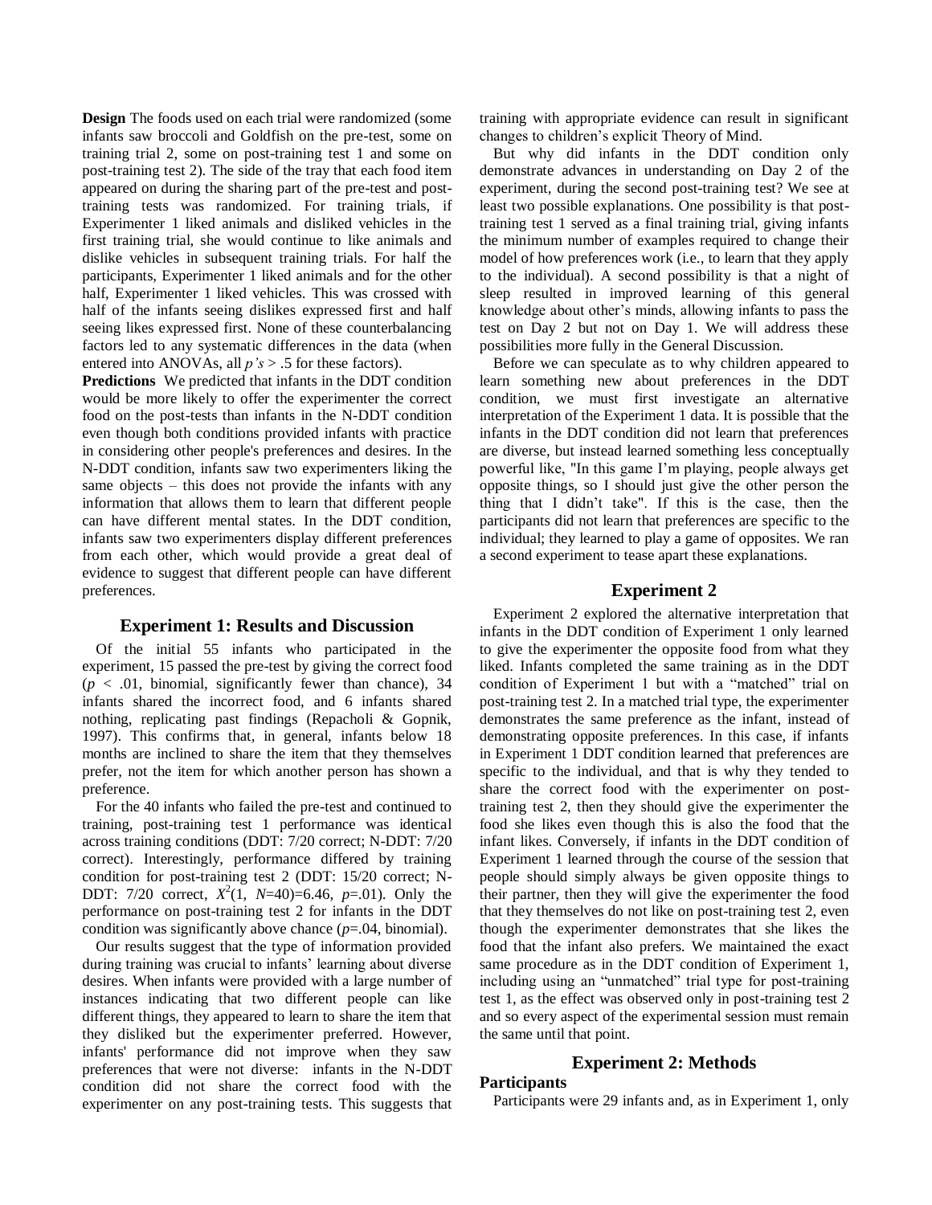**Design** The foods used on each trial were randomized (some infants saw broccoli and Goldfish on the pre-test, some on training trial 2, some on post-training test 1 and some on post-training test 2). The side of the tray that each food item appeared on during the sharing part of the pre-test and post-training tests was randomized. For training trials, if Experimenter 1 liked animals and disliked vehicles in the first training trial, she would continue to like animals and dislike vehicles in subsequent training trials. For half the participants, Experimenter 1 liked animals and for the other half, Experimenter 1 liked vehicles. This was crossed with half of the infants seeing dislikes expressed first and half seeing likes expressed first. None of these counterbalancing factors led to any systematic differences in the data (when entered into ANOVAs, all $p$'s > .5 for these factors).

**Predictions** We predicted that infants in the DDT condition would be more likely to offer the experimenter the correct food on the post-tests than infants in the N-DDT condition even though both conditions provided infants with practice in considering other people's preferences and desires. In the N-DDT condition, infants saw two experimenters liking the same objects – this does not provide the infants with any information that allows them to learn that different people can have different mental states. In the DDT condition, infants saw two experimenters display different preferences from each other, which would provide a great deal of evidence to suggest that different people can have different preferences.

## Experiment 1: Results and Discussion

Of the initial 55 infants who participated in the experiment, 15 passed the pre-test by giving the correct food ($p$ < .01, binomial, significantly fewer than chance), 34 infants shared the incorrect food, and 6 infants shared nothing, replicating past findings (Repacholi & Gopnik, 1997). This confirms that, in general, infants below 18 months are inclined to share the item that they themselves prefer, not the item for which another person has shown a preference.

For the 40 infants who failed the pre-test and continued to training, post-training test 1 performance was identical across training conditions (DDT: 7/20 correct; N-DDT: 7/20 correct). Interestingly, performance differed by training condition for post-training test 2 (DDT: 15/20 correct; N-DDT: 7/20 correct, $X^2(1, N=40)=6.46$, $p$=.01). Only the performance on post-training test 2 for infants in the DDT condition was significantly above chance ($p$=.04, binomial).

Our results suggest that the type of information provided during training was crucial to infants' learning about diverse desires. When infants were provided with a large number of instances indicating that two different people can like different things, they appeared to learn to share the item that they disliked but the experimenter preferred. However, infants' performance did not improve when they saw preferences that were not diverse: infants in the N-DDT condition did not share the correct food with the experimenter on any post-training tests. This suggests that training with appropriate evidence can result in significant changes to children's explicit Theory of Mind.

But why did infants in the DDT condition only demonstrate advances in understanding on Day 2 of the experiment, during the second post-training test? We see at least two possible explanations. One possibility is that post-training test 1 served as a final training trial, giving infants the minimum number of examples required to change their model of how preferences work (i.e., to learn that they apply to the individual). A second possibility is that a night of sleep resulted in improved learning of this general knowledge about other's minds, allowing infants to pass the test on Day 2 but not on Day 1. We will address these possibilities more fully in the General Discussion.

Before we can speculate as to why children appeared to learn something new about preferences in the DDT condition, we must first investigate an alternative interpretation of the Experiment 1 data. It is possible that the infants in the DDT condition did not learn that preferences are diverse, but instead learned something less conceptually powerful like, "In this game I'm playing, people always get opposite things, so I should just give the other person the thing that I didn't take". If this is the case, then the participants did not learn that preferences are specific to the individual; they learned to play a game of opposites. We ran a second experiment to tease apart these explanations.

## Experiment 2

Experiment 2 explored the alternative interpretation that infants in the DDT condition of Experiment 1 only learned to give the experimenter the opposite food from what they liked. Infants completed the same training as in the DDT condition of Experiment 1 but with a "matched" trial on post-training test 2. In a matched trial type, the experimenter demonstrates the same preference as the infant, instead of demonstrating opposite preferences. In this case, if infants in Experiment 1 DDT condition learned that preferences are specific to the individual, and that is why they tended to share the correct food with the experimenter on post-training test 2, then they should give the experimenter the food she likes even though this is also the food that the infant likes. Conversely, if infants in the DDT condition of Experiment 1 learned through the course of the session that people should simply always be given opposite things to their partner, then they will give the experimenter the food that they themselves do not like on post-training test 2, even though the experimenter demonstrates that she likes the food that the infant also prefers. We maintained the exact same procedure as in the DDT condition of Experiment 1, including using an "unmatched" trial type for post-training test 1, as the effect was observed only in post-training test 2 and so every aspect of the experimental session must remain the same until that point.

## Experiment 2: Methods

### Participants

Participants were 29 infants and, as in Experiment 1, only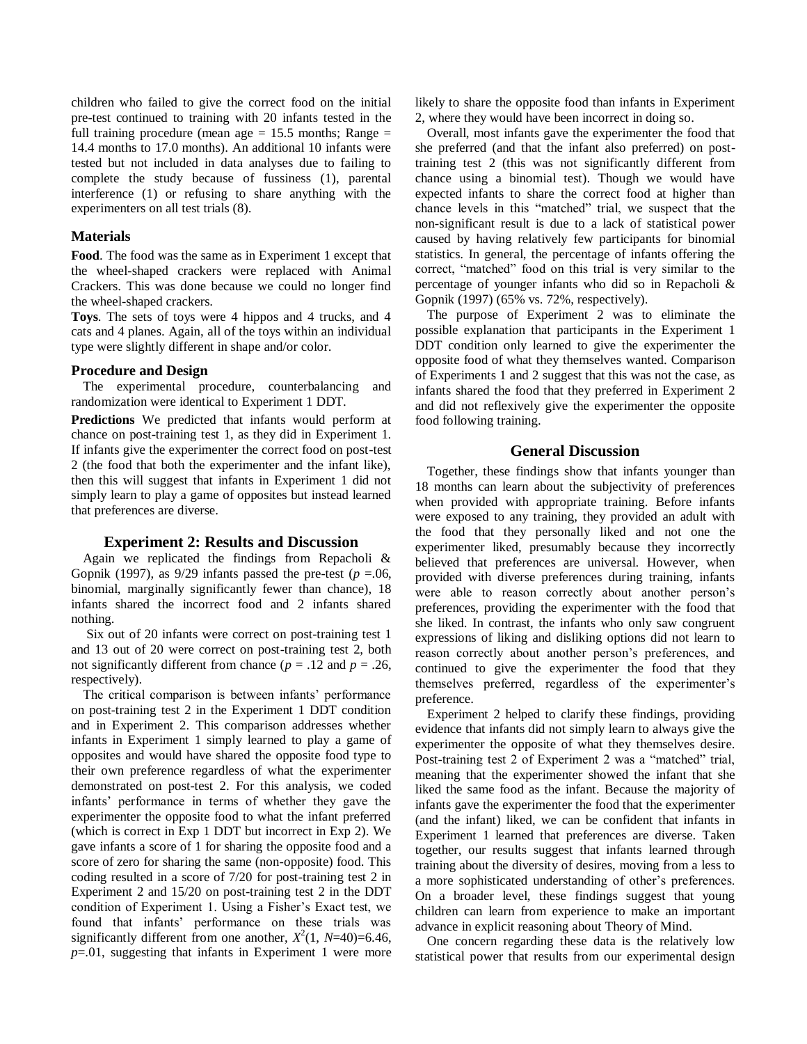children who failed to give the correct food on the initial pre-test continued to training with 20 infants tested in the full training procedure (mean age = 15.5 months; Range = 14.4 months to 17.0 months). An additional 10 infants were tested but not included in data analyses due to failing to complete the study because of fussiness (1), parental interference (1) or refusing to share anything with the experimenters on all test trials (8).

### Materials

**Food**. The food was the same as in Experiment 1 except that the wheel-shaped crackers were replaced with Animal Crackers. This was done because we could no longer find the wheel-shaped crackers.

**Toys**. The sets of toys were 4 hippos and 4 trucks, and 4 cats and 4 planes. Again, all of the toys within an individual type were slightly different in shape and/or color.

### Procedure and Design

The experimental procedure, counterbalancing and randomization were identical to Experiment 1 DDT.

**Predictions** We predicted that infants would perform at chance on post-training test 1, as they did in Experiment 1. If infants give the experimenter the correct food on post-test 2 (the food that both the experimenter and the infant like), then this will suggest that infants in Experiment 1 did not simply learn to play a game of opposites but instead learned that preferences are diverse.

## Experiment 2: Results and Discussion

Again we replicated the findings from Repacholi & Gopnik (1997), as 9/29 infants passed the pre-test (*p* =.06, binomial, marginally significantly fewer than chance), 18 infants shared the incorrect food and 2 infants shared nothing.

Six out of 20 infants were correct on post-training test 1 and 13 out of 20 were correct on post-training test 2, both not significantly different from chance (*p* = .12 and *p* = .26, respectively).

The critical comparison is between infants' performance on post-training test 2 in the Experiment 1 DDT condition and in Experiment 2. This comparison addresses whether infants in Experiment 1 simply learned to play a game of opposites and would have shared the opposite food type to their own preference regardless of what the experimenter demonstrated on post-test 2. For this analysis, we coded infants' performance in terms of whether they gave the experimenter the opposite food to what the infant preferred (which is correct in Exp 1 DDT but incorrect in Exp 2). We gave infants a score of 1 for sharing the opposite food and a score of zero for sharing the same (non-opposite) food. This coding resulted in a score of 7/20 for post-training test 2 in Experiment 2 and 15/20 on post-training test 2 in the DDT condition of Experiment 1. Using a Fisher's Exact test, we found that infants' performance on these trials was significantly different from one another, $X^2(1, N=40)=6.46$, $p=.01$, suggesting that infants in Experiment 1 were more likely to share the opposite food than infants in Experiment 2, where they would have been incorrect in doing so.

Overall, most infants gave the experimenter the food that she preferred (and that the infant also preferred) on post-training test 2 (this was not significantly different from chance using a binomial test). Though we would have expected infants to share the correct food at higher than chance levels in this "matched" trial, we suspect that the non-significant result is due to a lack of statistical power caused by having relatively few participants for binomial statistics. In general, the percentage of infants offering the correct, "matched" food on this trial is very similar to the percentage of younger infants who did so in Repacholi & Gopnik (1997) (65% vs. 72%, respectively).

The purpose of Experiment 2 was to eliminate the possible explanation that participants in the Experiment 1 DDT condition only learned to give the experimenter the opposite food of what they themselves wanted. Comparison of Experiments 1 and 2 suggest that this was not the case, as infants shared the food that they preferred in Experiment 2 and did not reflexively give the experimenter the opposite food following training.

## General Discussion

Together, these findings show that infants younger than 18 months can learn about the subjectivity of preferences when provided with appropriate training. Before infants were exposed to any training, they provided an adult with the food that they personally liked and not one the experimenter liked, presumably because they incorrectly believed that preferences are universal. However, when provided with diverse preferences during training, infants were able to reason correctly about another person's preferences, providing the experimenter with the food that she liked. In contrast, the infants who only saw congruent expressions of liking and disliking options did not learn to reason correctly about another person's preferences, and continued to give the experimenter the food that they themselves preferred, regardless of the experimenter's preference.

Experiment 2 helped to clarify these findings, providing evidence that infants did not simply learn to always give the experimenter the opposite of what they themselves desire. Post-training test 2 of Experiment 2 was a "matched" trial, meaning that the experimenter showed the infant that she liked the same food as the infant. Because the majority of infants gave the experimenter the food that the experimenter (and the infant) liked, we can be confident that infants in Experiment 1 learned that preferences are diverse. Taken together, our results suggest that infants learned through training about the diversity of desires, moving from a less to a more sophisticated understanding of other's preferences. On a broader level, these findings suggest that young children can learn from experience to make an important advance in explicit reasoning about Theory of Mind.

One concern regarding these data is the relatively low statistical power that results from our experimental design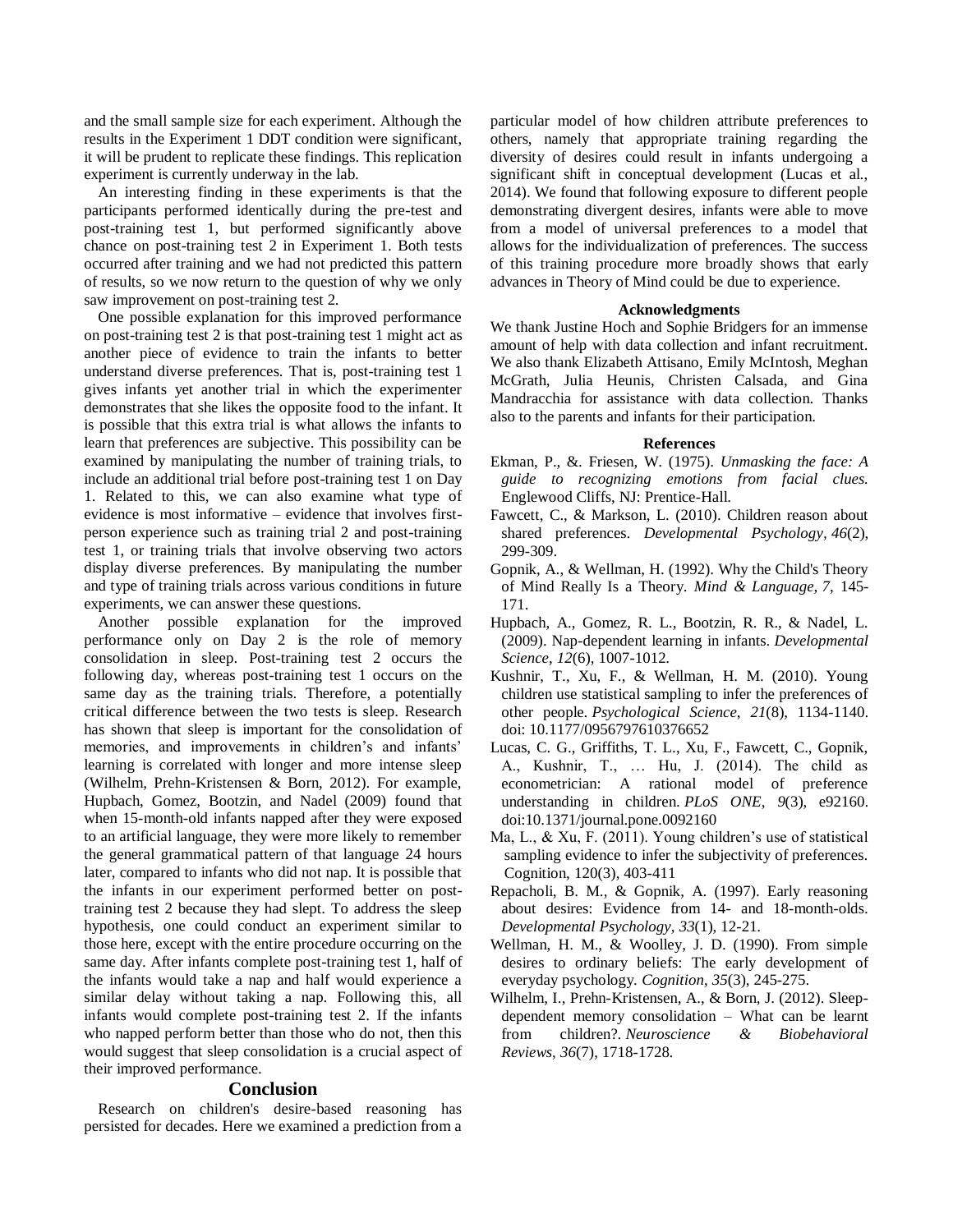and the small sample size for each experiment. Although the results in the Experiment 1 DDT condition were significant, it will be prudent to replicate these findings. This replication experiment is currently underway in the lab.

An interesting finding in these experiments is that the participants performed identically during the pre-test and post-training test 1, but performed significantly above chance on post-training test 2 in Experiment 1. Both tests occurred after training and we had not predicted this pattern of results, so we now return to the question of why we only saw improvement on post-training test 2.

One possible explanation for this improved performance on post-training test 2 is that post-training test 1 might act as another piece of evidence to train the infants to better understand diverse preferences. That is, post-training test 1 gives infants yet another trial in which the experimenter demonstrates that she likes the opposite food to the infant. It is possible that this extra trial is what allows the infants to learn that preferences are subjective. This possibility can be examined by manipulating the number of training trials, to include an additional trial before post-training test 1 on Day 1. Related to this, we can also examine what type of evidence is most informative – evidence that involves first-person experience such as training trial 2 and post-training test 1, or training trials that involve observing two actors display diverse preferences. By manipulating the number and type of training trials across various conditions in future experiments, we can answer these questions.

Another possible explanation for the improved performance only on Day 2 is the role of memory consolidation in sleep. Post-training test 2 occurs the following day, whereas post-training test 1 occurs on the same day as the training trials. Therefore, a potentially critical difference between the two tests is sleep. Research has shown that sleep is important for the consolidation of memories, and improvements in children's and infants' learning is correlated with longer and more intense sleep (Wilhelm, Prehn-Kristensen & Born, 2012). For example, Hupbach, Gomez, Bootzin, and Nadel (2009) found that when 15-month-old infants napped after they were exposed to an artificial language, they were more likely to remember the general grammatical pattern of that language 24 hours later, compared to infants who did not nap. It is possible that the infants in our experiment performed better on post-training test 2 because they had slept. To address the sleep hypothesis, one could conduct an experiment similar to those here, except with the entire procedure occurring on the same day. After infants complete post-training test 1, half of the infants would take a nap and half would experience a similar delay without taking a nap. Following this, all infants would complete post-training test 2. If the infants who napped perform better than those who do not, then this would suggest that sleep consolidation is a crucial aspect of their improved performance.

## Conclusion

Research on children's desire-based reasoning has persisted for decades. Here we examined a prediction from a particular model of how children attribute preferences to others, namely that appropriate training regarding the diversity of desires could result in infants undergoing a significant shift in conceptual development (Lucas et al., 2014). We found that following exposure to different people demonstrating divergent desires, infants were able to move from a model of universal preferences to a model that allows for the individualization of preferences. The success of this training procedure more broadly shows that early advances in Theory of Mind could be due to experience.

### Acknowledgments

We thank Justine Hoch and Sophie Bridgers for an immense amount of help with data collection and infant recruitment. We also thank Elizabeth Attisano, Emily McIntosh, Meghan McGrath, Julia Heunis, Christen Calsada, and Gina Mandracchia for assistance with data collection. Thanks also to the parents and infants for their participation.

### References

Ekman, P., &. Friesen, W. (1975). *Unmasking the face: A guide to recognizing emotions from facial clues.* Englewood Cliffs, NJ: Prentice-Hall.

Fawcett, C., & Markson, L. (2010). Children reason about shared preferences. *Developmental Psychology*, *46*(2), 299-309.

Gopnik, A., & Wellman, H. (1992). Why the Child's Theory of Mind Really Is a Theory. *Mind & Language, 7*, 145-171.

Hupbach, A., Gomez, R. L., Bootzin, R. R., & Nadel, L. (2009). Nap-dependent learning in infants. *Developmental Science*, *12*(6), 1007-1012.

Kushnir, T., Xu, F., & Wellman, H. M. (2010). Young children use statistical sampling to infer the preferences of other people. *Psychological Science*, *21*(8), 1134-1140. doi: 10.1177/0956797610376652

Lucas, C. G., Griffiths, T. L., Xu, F., Fawcett, C., Gopnik, A., Kushnir, T., … Hu, J. (2014). The child as econometrician: A rational model of preference understanding in children. *PLoS ONE*, *9*(3), e92160. doi:10.1371/journal.pone.0092160

Ma, L., & Xu, F. (2011). Young children's use of statistical sampling evidence to infer the subjectivity of preferences. Cognition, 120(3), 403-411

Repacholi, B. M., & Gopnik, A. (1997). Early reasoning about desires: Evidence from 14- and 18-month-olds. *Developmental Psychology*, *33*(1), 12-21.

Wellman, H. M., & Woolley, J. D. (1990). From simple desires to ordinary beliefs: The early development of everyday psychology. *Cognition*, *35*(3), 245-275.

Wilhelm, I., Prehn-Kristensen, A., & Born, J. (2012). Sleep-dependent memory consolidation – What can be learnt from children?. *Neuroscience & Biobehavioral Reviews*, *36*(7), 1718-1728.